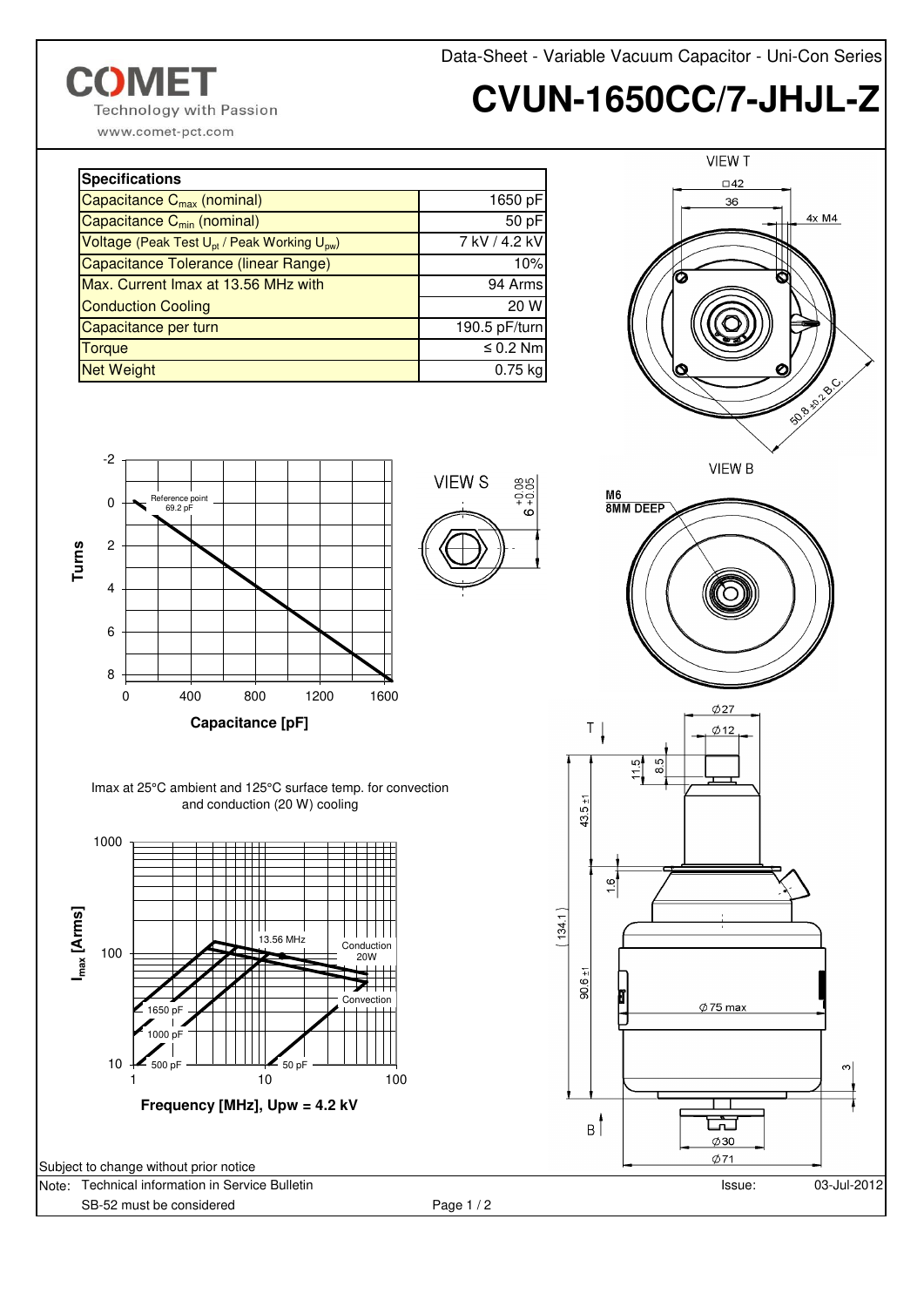Data-Sheet - Variable Vacuum Capacitor - Uni-Con Series

# CVUN-1650CC/7-JHJL-Z

COMET
Technology with Passion
www.comet-pct.com

| Specifications | |
|---|---|
| Capacitance $C_{max}$ (nominal) | 1650 pF |
| Capacitance $C_{min}$ (nominal) | 50 pF |
| Voltage (Peak Test $U_{pt}$ / Peak Working $U_{pw}$) | 7 kV / 4.2 kV |
| Capacitance Tolerance (linear Range) | 10% |
| Max. Current Imax at 13.56 MHz with | 94 Arms |
| Conduction Cooling | 20 W |
| Capacitance per turn | 190.5 pF/turn |
| Torque | ≤ 0.2 Nm |
| Net Weight | 0.75 kg |

Turns vs. Capacitance [pF] (Reference point 69.2 pF)

VIEW S — $6^{+0.08}_{+0.05}$

VIEW T — □42, 36, 4x M4, 50.8 ±0.2 B.C.

VIEW B — M6 8MM DEEP

Imax at 25°C ambient and 125°C surface temp. for convection and conduction (20 W) cooling

$I_{max}$ [Arms] vs. Frequency [MHz], Upw = 4.2 kV (13.56 MHz; Conduction 20W; Convection; 1650 pF, 1000 pF, 500 pF, 50 pF)

Dimensions: Ø27, Ø12, 11.5, 8.5, 43.5 ±1, 1.6, (134.1), 90.6 ±1, Ø75 max, 3, Ø30, Ø71

Subject to change without prior notice

Note: Technical information in Service Bulletin SB-52 must be considered

Issue: 03-Jul-2012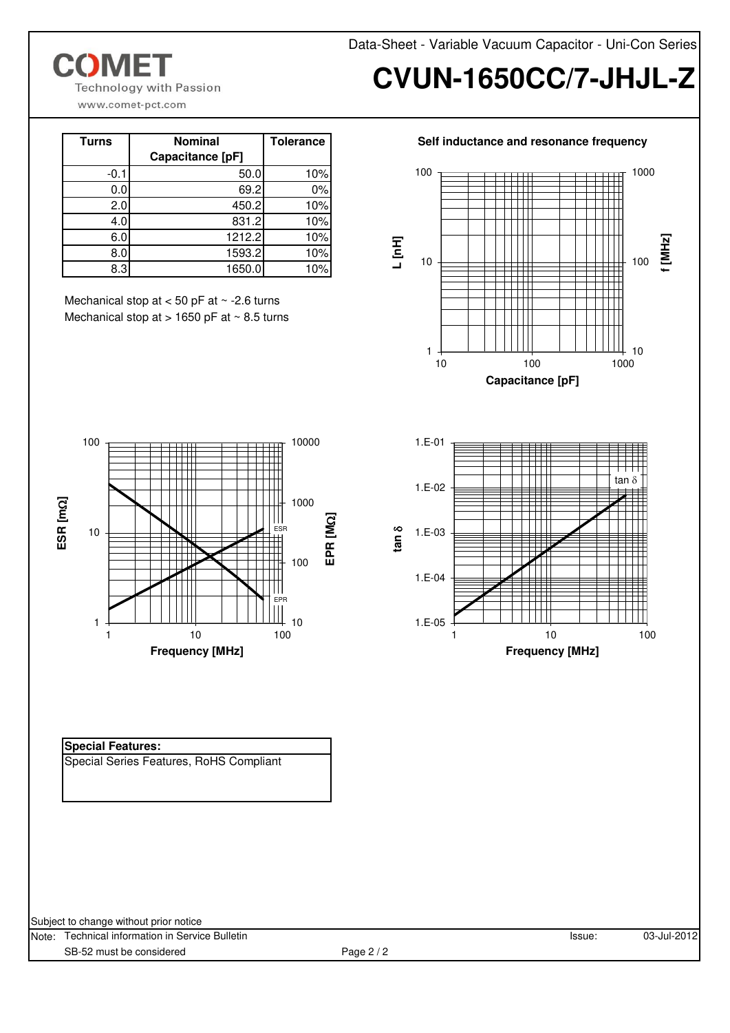Data-Sheet - Variable Vacuum Capacitor - Uni-Con Series

# CVUN-1650CC/7-JHJL-Z

COMET
Technology with Passion
www.comet-pct.com

| Turns | Nominal Capacitance [pF] | Tolerance |
|---|---|---|
| -0.1 | 50.0 | 10% |
| 0.0 | 69.2 | 0% |
| 2.0 | 450.2 | 10% |
| 4.0 | 831.2 | 10% |
| 6.0 | 1212.2 | 10% |
| 8.0 | 1593.2 | 10% |
| 8.3 | 1650.0 | 10% |

Mechanical stop at < 50 pF at ~ -2.6 turns
Mechanical stop at > 1650 pF at ~ 8.5 turns

**Self inductance and resonance frequency**

L [nH]
100
10
1
f [MHz]
1000
100
10
10
100
1000
Capacitance [pF]

ESR [mΩ]
100
10
1
EPR [MΩ]
10000
1000
100
10
ESR
EPR
1
10
100
Frequency [MHz]

tan δ
1.E-01
1.E-02
1.E-03
1.E-04
1.E-05
tan δ
1
10
100
Frequency [MHz]

| Special Features: |
|---|
| Special Series Features, RoHS Compliant |

Subject to change without prior notice

Note: Technical information in Service Bulletin SB-52 must be considered

Issue: 03-Jul-2012